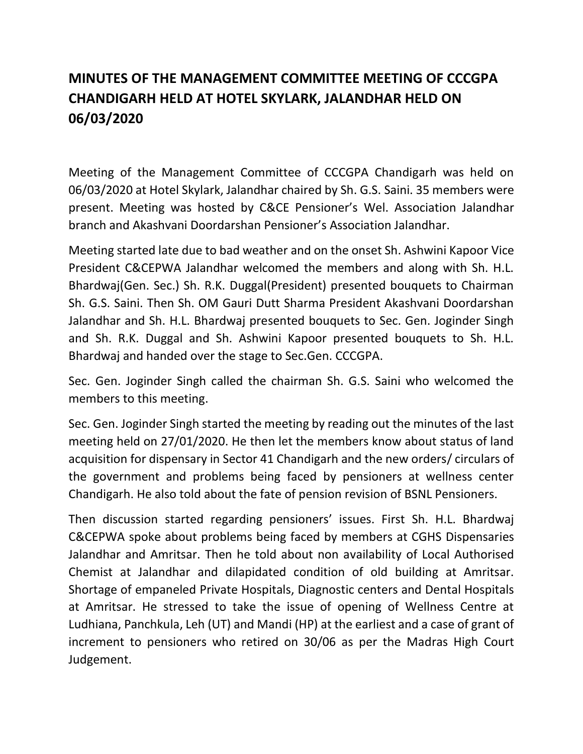# MINUTES OF THE MANAGEMENT COMMITTEE MEETING OF CCCGPA CHANDIGARH HELD AT HOTEL SKYLARK, JALANDHAR HELD ON 06/03/2020

Meeting of the Management Committee of CCCGPA Chandigarh was held on 06/03/2020 at Hotel Skylark, Jalandhar chaired by Sh. G.S. Saini. 35 members were present. Meeting was hosted by C&CE Pensioner's Wel. Association Jalandhar branch and Akashvani Doordarshan Pensioner's Association Jalandhar.

Meeting started late due to bad weather and on the onset Sh. Ashwini Kapoor Vice President C&CEPWA Jalandhar welcomed the members and along with Sh. H.L. Bhardwaj(Gen. Sec.) Sh. R.K. Duggal(President) presented bouquets to Chairman Sh. G.S. Saini. Then Sh. OM Gauri Dutt Sharma President Akashvani Doordarshan Jalandhar and Sh. H.L. Bhardwaj presented bouquets to Sec. Gen. Joginder Singh and Sh. R.K. Duggal and Sh. Ashwini Kapoor presented bouquets to Sh. H.L. Bhardwaj and handed over the stage to Sec.Gen. CCCGPA.

Sec. Gen. Joginder Singh called the chairman Sh. G.S. Saini who welcomed the members to this meeting.

Sec. Gen. Joginder Singh started the meeting by reading out the minutes of the last meeting held on 27/01/2020. He then let the members know about status of land acquisition for dispensary in Sector 41 Chandigarh and the new orders/ circulars of the government and problems being faced by pensioners at wellness center Chandigarh. He also told about the fate of pension revision of BSNL Pensioners.

Then discussion started regarding pensioners' issues. First Sh. H.L. Bhardwaj C&CEPWA spoke about problems being faced by members at CGHS Dispensaries Jalandhar and Amritsar. Then he told about non availability of Local Authorised Chemist at Jalandhar and dilapidated condition of old building at Amritsar. Shortage of empaneled Private Hospitals, Diagnostic centers and Dental Hospitals at Amritsar. He stressed to take the issue of opening of Wellness Centre at Ludhiana, Panchkula, Leh (UT) and Mandi (HP) at the earliest and a case of grant of increment to pensioners who retired on 30/06 as per the Madras High Court Judgement.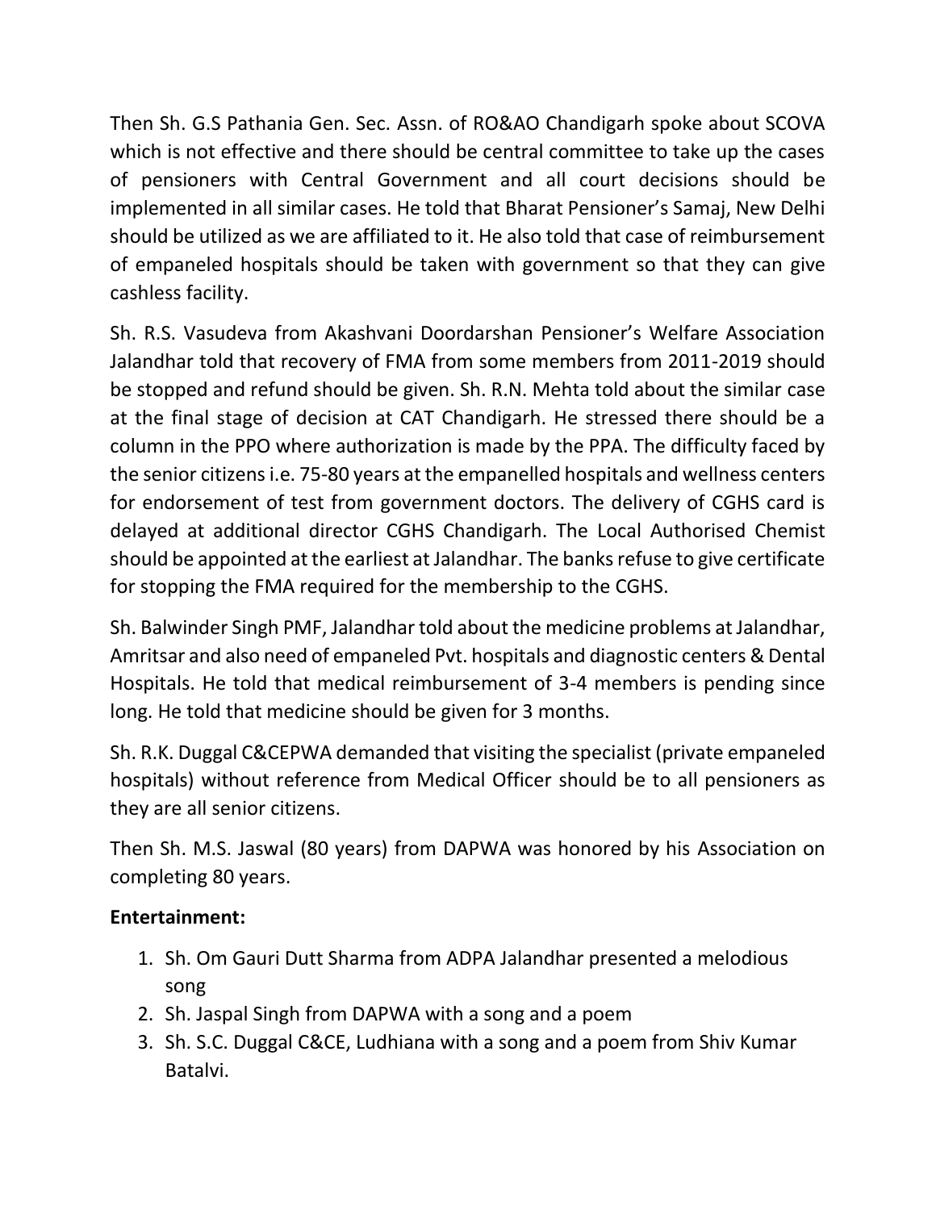Then Sh. G.S Pathania Gen. Sec. Assn. of RO&AO Chandigarh spoke about SCOVA which is not effective and there should be central committee to take up the cases of pensioners with Central Government and all court decisions should be implemented in all similar cases. He told that Bharat Pensioner's Samaj, New Delhi should be utilized as we are affiliated to it. He also told that case of reimbursement of empaneled hospitals should be taken with government so that they can give cashless facility.

Sh. R.S. Vasudeva from Akashvani Doordarshan Pensioner's Welfare Association Jalandhar told that recovery of FMA from some members from 2011-2019 should be stopped and refund should be given. Sh. R.N. Mehta told about the similar case at the final stage of decision at CAT Chandigarh. He stressed there should be a column in the PPO where authorization is made by the PPA. The difficulty faced by the senior citizens i.e. 75-80 years at the empanelled hospitals and wellness centers for endorsement of test from government doctors. The delivery of CGHS card is delayed at additional director CGHS Chandigarh. The Local Authorised Chemist should be appointed at the earliest at Jalandhar. The banks refuse to give certificate for stopping the FMA required for the membership to the CGHS.

Sh. Balwinder Singh PMF, Jalandhar told about the medicine problems at Jalandhar, Amritsar and also need of empaneled Pvt. hospitals and diagnostic centers & Dental Hospitals. He told that medical reimbursement of 3-4 members is pending since long. He told that medicine should be given for 3 months.

Sh. R.K. Duggal C&CEPWA demanded that visiting the specialist (private empaneled hospitals) without reference from Medical Officer should be to all pensioners as they are all senior citizens.

Then Sh. M.S. Jaswal (80 years) from DAPWA was honored by his Association on completing 80 years.

**Entertainment:**

1. Sh. Om Gauri Dutt Sharma from ADPA Jalandhar presented a melodious song
2. Sh. Jaspal Singh from DAPWA with a song and a poem
3. Sh. S.C. Duggal C&CE, Ludhiana with a song and a poem from Shiv Kumar Batalvi.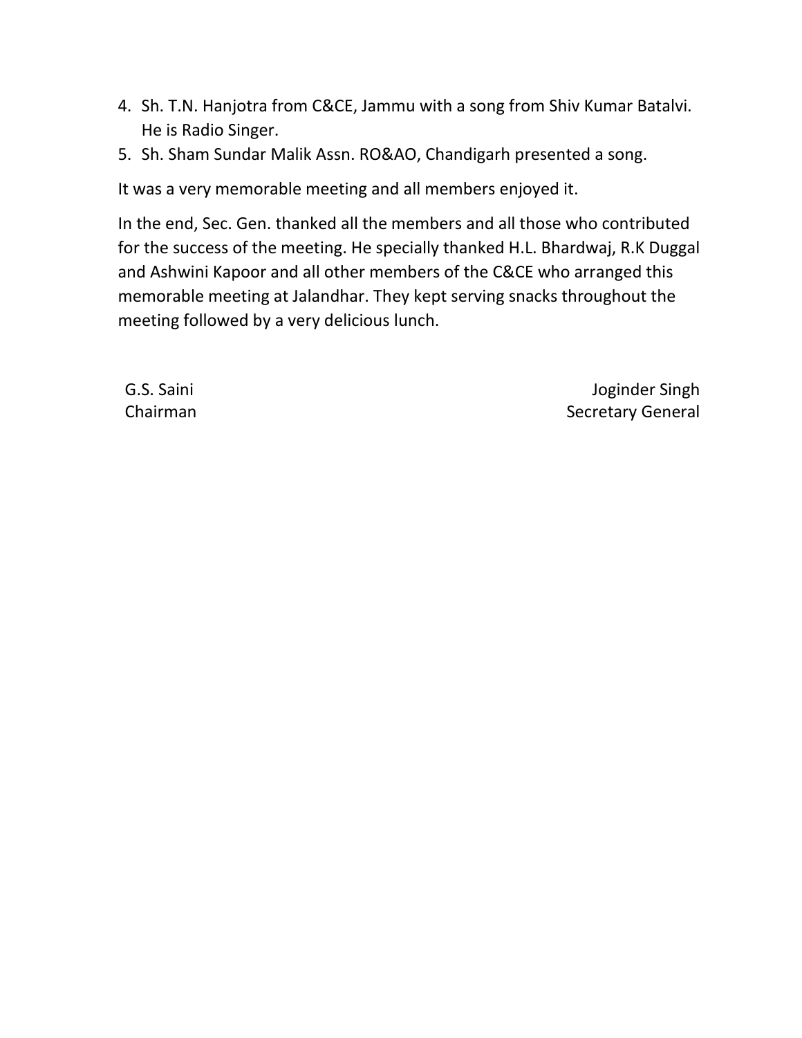4. Sh. T.N. Hanjotra from C&CE, Jammu with a song from Shiv Kumar Batalvi. He is Radio Singer.
5. Sh. Sham Sundar Malik Assn. RO&AO, Chandigarh presented a song.

It was a very memorable meeting and all members enjoyed it.

In the end, Sec. Gen. thanked all the members and all those who contributed for the success of the meeting. He specially thanked H.L. Bhardwaj, R.K Duggal and Ashwini Kapoor and all other members of the C&CE who arranged this memorable meeting at Jalandhar. They kept serving snacks throughout the meeting followed by a very delicious lunch.

G.S. Saini
Chairman

Joginder Singh
Secretary General